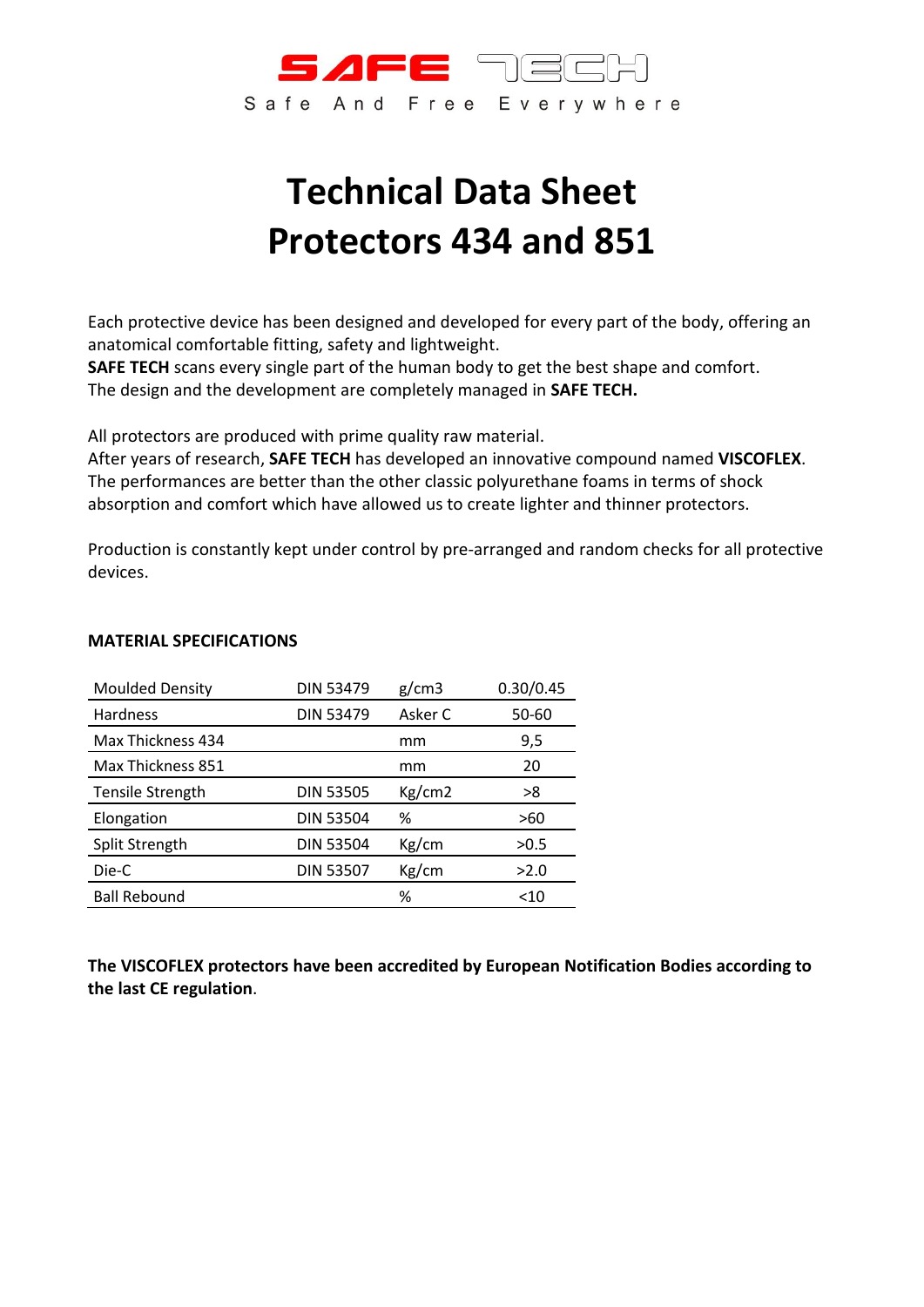SAFE TECH

Safe And Free Everywhere

# Technical Data Sheet
# Protectors 434 and 851

Each protective device has been designed and developed for every part of the body, offering an anatomical comfortable fitting, safety and lightweight.
**SAFE TECH** scans every single part of the human body to get the best shape and comfort.
The design and the development are completely managed in **SAFE TECH.**

All protectors are produced with prime quality raw material.
After years of research, **SAFE TECH** has developed an innovative compound named **VISCOFLEX**.
The performances are better than the other classic polyurethane foams in terms of shock absorption and comfort which have allowed us to create lighter and thinner protectors.

Production is constantly kept under control by pre-arranged and random checks for all protective devices.

**MATERIAL SPECIFICATIONS**

| Moulded Density | DIN 53479 | g/cm3 | 0.30/0.45 |
|---|---|---|---|
| Hardness | DIN 53479 | Asker C | 50-60 |
| Max Thickness 434 | | mm | 9,5 |
| Max Thickness 851 | | mm | 20 |
| Tensile Strength | DIN 53505 | Kg/cm2 | >8 |
| Elongation | DIN 53504 | % | >60 |
| Split Strength | DIN 53504 | Kg/cm | >0.5 |
| Die-C | DIN 53507 | Kg/cm | >2.0 |
| Ball Rebound | | % | <10 |

**The VISCOFLEX protectors have been accredited by European Notification Bodies according to the last CE regulation**.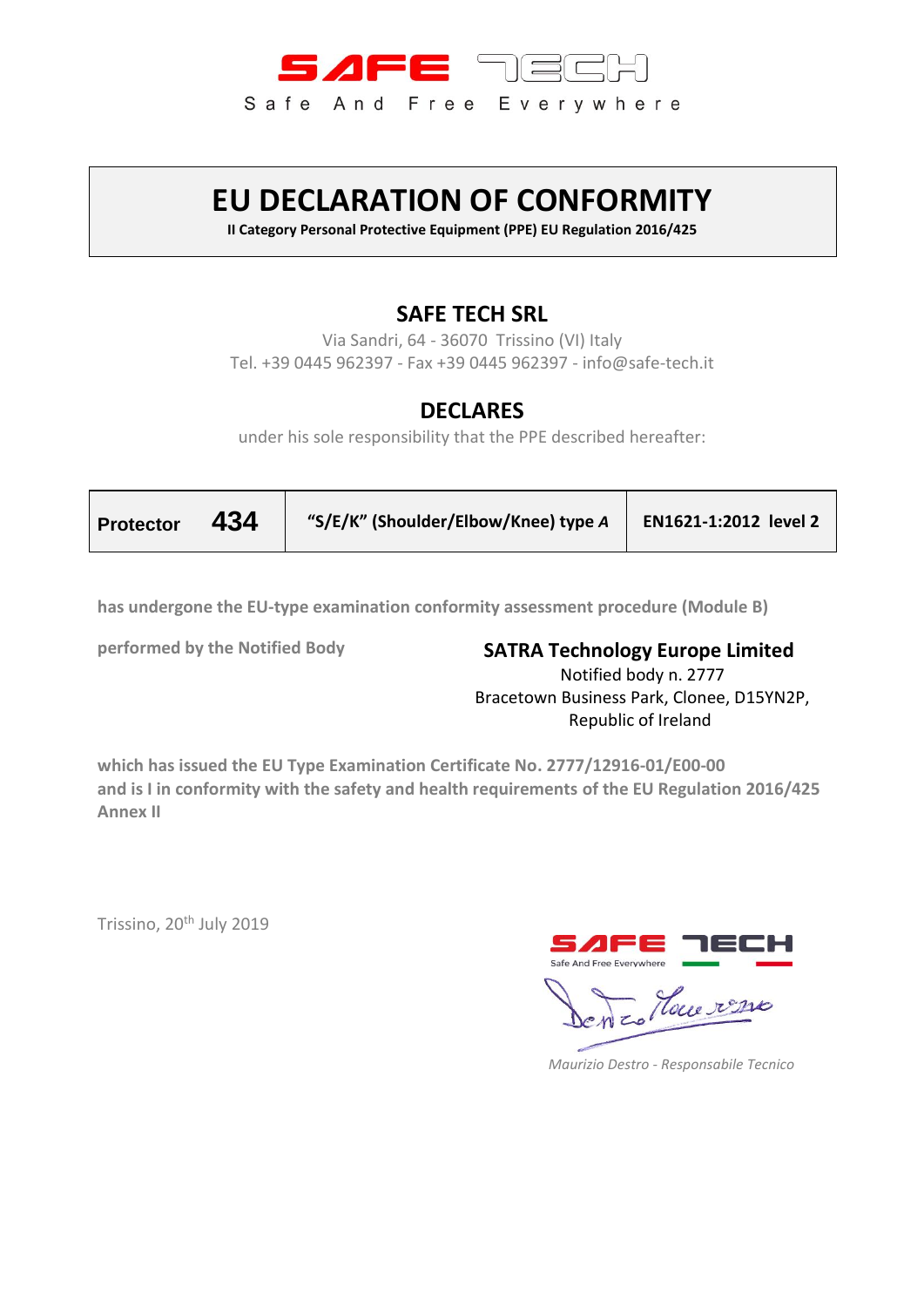SAFE TECH

Safe And Free Everywhere

# EU DECLARATION OF CONFORMITY

**II Category Personal Protective Equipment (PPE) EU Regulation 2016/425**

## SAFE TECH SRL

Via Sandri, 64 - 36070 Trissino (VI) Italy
Tel. +39 0445 962397 - Fax +39 0445 962397 - info@safe-tech.it

## DECLARES

under his sole responsibility that the PPE described hereafter:

| Protector 434 | "S/E/K" (Shoulder/Elbow/Knee) type *A* | EN1621-1:2012 level 2 |
|---|---|---|

**has undergone the EU-type examination conformity assessment procedure (Module B)**

**performed by the Notified Body**

**SATRA Technology Europe Limited**
Notified body n. 2777
Bracetown Business Park, Clonee, D15YN2P,
Republic of Ireland

**which has issued the EU Type Examination Certificate No. 2777/12916-01/E00-00**
**and is I in conformity with the safety and health requirements of the EU Regulation 2016/425 Annex II**

Trissino, 20th July 2019

SAFE TECH
Safe And Free Everywhere

*Maurizio Destro - Responsabile Tecnico*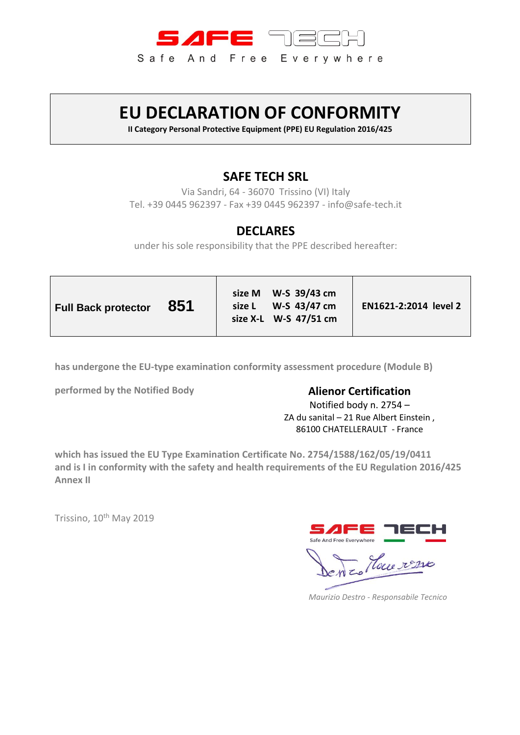SAFE TECH

Safe And Free Everywhere

# EU DECLARATION OF CONFORMITY

**II Category Personal Protective Equipment (PPE) EU Regulation 2016/425**

## SAFE TECH SRL

Via Sandri, 64 - 36070 Trissino (VI) Italy
Tel. +39 0445 962397 - Fax +39 0445 962397 - info@safe-tech.it

## DECLARES

under his sole responsibility that the PPE described hereafter:

| | | |
|---|---|---|
| **Full Back protector 851** | **size M W-S 39/43 cm**<br>**size L W-S 43/47 cm**<br>**size X-L W-S 47/51 cm** | **EN1621-2:2014 level 2** |

**has undergone the EU-type examination conformity assessment procedure (Module B)**

**performed by the Notified Body**

**Alienor Certification**
Notified body n. 2754 –
ZA du sanital – 21 Rue Albert Einstein ,
86100 CHATELLERAULT - France

**which has issued the EU Type Examination Certificate No. 2754/1588/162/05/19/0411 and is I in conformity with the safety and health requirements of the EU Regulation 2016/425 Annex II**

Trissino, 10th May 2019

SAFE TECH
Safe And Free Everywhere

*Maurizio Destro - Responsabile Tecnico*